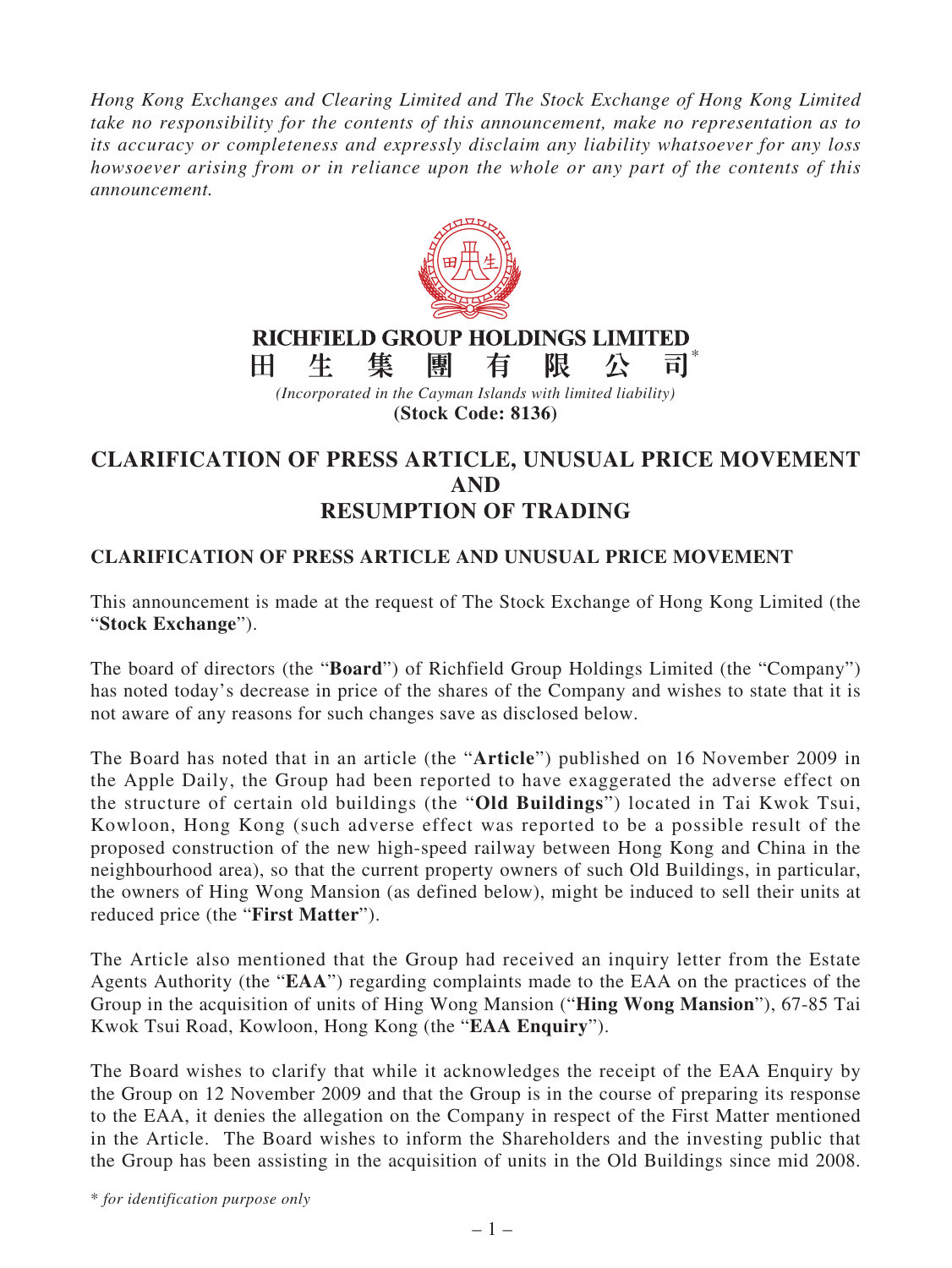*Hong Kong Exchanges and Clearing Limited and The Stock Exchange of Hong Kong Limited take no responsibility for the contents of this announcement, make no representation as to its accuracy or completeness and expressly disclaim any liability whatsoever for any loss howsoever arising from or in reliance upon the whole or any part of the contents of this announcement.*

**RICHFIELD GROUP HOLDINGS LIMITED**
**田生集團有限公司***

*(Incorporated in the Cayman Islands with limited liability)*
**(Stock Code: 8136)**

# CLARIFICATION OF PRESS ARTICLE, UNUSUAL PRICE MOVEMENT AND RESUMPTION OF TRADING

## CLARIFICATION OF PRESS ARTICLE AND UNUSUAL PRICE MOVEMENT

This announcement is made at the request of The Stock Exchange of Hong Kong Limited (the "**Stock Exchange**").

The board of directors (the "**Board**") of Richfield Group Holdings Limited (the "Company") has noted today's decrease in price of the shares of the Company and wishes to state that it is not aware of any reasons for such changes save as disclosed below.

The Board has noted that in an article (the "**Article**") published on 16 November 2009 in the Apple Daily, the Group had been reported to have exaggerated the adverse effect on the structure of certain old buildings (the "**Old Buildings**") located in Tai Kwok Tsui, Kowloon, Hong Kong (such adverse effect was reported to be a possible result of the proposed construction of the new high-speed railway between Hong Kong and China in the neighbourhood area), so that the current property owners of such Old Buildings, in particular, the owners of Hing Wong Mansion (as defined below), might be induced to sell their units at reduced price (the "**First Matter**").

The Article also mentioned that the Group had received an inquiry letter from the Estate Agents Authority (the "**EAA**") regarding complaints made to the EAA on the practices of the Group in the acquisition of units of Hing Wong Mansion ("**Hing Wong Mansion**"), 67-85 Tai Kwok Tsui Road, Kowloon, Hong Kong (the "**EAA Enquiry**").

The Board wishes to clarify that while it acknowledges the receipt of the EAA Enquiry by the Group on 12 November 2009 and that the Group is in the course of preparing its response to the EAA, it denies the allegation on the Company in respect of the First Matter mentioned in the Article. The Board wishes to inform the Shareholders and the investing public that the Group has been assisting in the acquisition of units in the Old Buildings since mid 2008.

*\* for identification purpose only*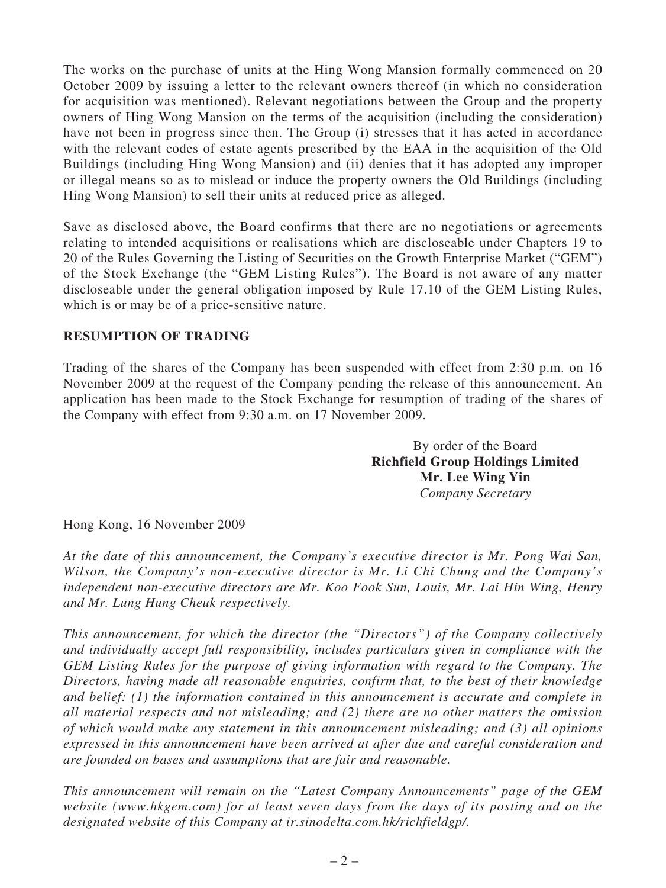The works on the purchase of units at the Hing Wong Mansion formally commenced on 20 October 2009 by issuing a letter to the relevant owners thereof (in which no consideration for acquisition was mentioned). Relevant negotiations between the Group and the property owners of Hing Wong Mansion on the terms of the acquisition (including the consideration) have not been in progress since then. The Group (i) stresses that it has acted in accordance with the relevant codes of estate agents prescribed by the EAA in the acquisition of the Old Buildings (including Hing Wong Mansion) and (ii) denies that it has adopted any improper or illegal means so as to mislead or induce the property owners the Old Buildings (including Hing Wong Mansion) to sell their units at reduced price as alleged.

Save as disclosed above, the Board confirms that there are no negotiations or agreements relating to intended acquisitions or realisations which are discloseable under Chapters 19 to 20 of the Rules Governing the Listing of Securities on the Growth Enterprise Market ("GEM") of the Stock Exchange (the "GEM Listing Rules"). The Board is not aware of any matter discloseable under the general obligation imposed by Rule 17.10 of the GEM Listing Rules, which is or may be of a price-sensitive nature.

## RESUMPTION OF TRADING

Trading of the shares of the Company has been suspended with effect from 2:30 p.m. on 16 November 2009 at the request of the Company pending the release of this announcement. An application has been made to the Stock Exchange for resumption of trading of the shares of the Company with effect from 9:30 a.m. on 17 November 2009.

By order of the Board
**Richfield Group Holdings Limited**
**Mr. Lee Wing Yin**
*Company Secretary*

Hong Kong, 16 November 2009

*At the date of this announcement, the Company's executive director is Mr. Pong Wai San, Wilson, the Company's non-executive director is Mr. Li Chi Chung and the Company's independent non-executive directors are Mr. Koo Fook Sun, Louis, Mr. Lai Hin Wing, Henry and Mr. Lung Hung Cheuk respectively.*

*This announcement, for which the director (the "Directors") of the Company collectively and individually accept full responsibility, includes particulars given in compliance with the GEM Listing Rules for the purpose of giving information with regard to the Company. The Directors, having made all reasonable enquiries, confirm that, to the best of their knowledge and belief: (1) the information contained in this announcement is accurate and complete in all material respects and not misleading; and (2) there are no other matters the omission of which would make any statement in this announcement misleading; and (3) all opinions expressed in this announcement have been arrived at after due and careful consideration and are founded on bases and assumptions that are fair and reasonable.*

*This announcement will remain on the "Latest Company Announcements" page of the GEM website (www.hkgem.com) for at least seven days from the days of its posting and on the designated website of this Company at ir.sinodelta.com.hk/richfieldgp/.*